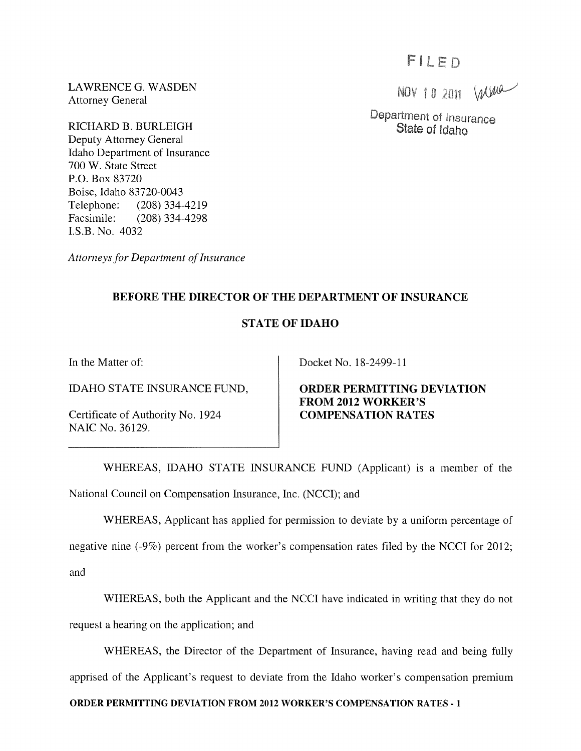FILED

NOV 10 2011

Department of Insurance
State of Idaho

LAWRENCE G. WASDEN
Attorney General

RICHARD B. BURLEIGH
Deputy Attorney General
Idaho Department of Insurance
700 W. State Street
P.O. Box 83720
Boise, Idaho 83720-0043
Telephone: (208) 334-4219
Facsimile: (208) 334-4298
I.S.B. No. 4032

*Attorneys for Department of Insurance*

**BEFORE THE DIRECTOR OF THE DEPARTMENT OF INSURANCE**

**STATE OF IDAHO**

In the Matter of:

IDAHO STATE INSURANCE FUND,

Certificate of Authority No. 1924
NAIC No. 36129.

Docket No. 18-2499-11

**ORDER PERMITTING DEVIATION FROM 2012 WORKER'S COMPENSATION RATES**

WHEREAS, IDAHO STATE INSURANCE FUND (Applicant) is a member of the National Council on Compensation Insurance, Inc. (NCCI); and

WHEREAS, Applicant has applied for permission to deviate by a uniform percentage of negative nine (-9%) percent from the worker's compensation rates filed by the NCCI for 2012; and

WHEREAS, both the Applicant and the NCCI have indicated in writing that they do not request a hearing on the application; and

WHEREAS, the Director of the Department of Insurance, having read and being fully apprised of the Applicant's request to deviate from the Idaho worker's compensation premium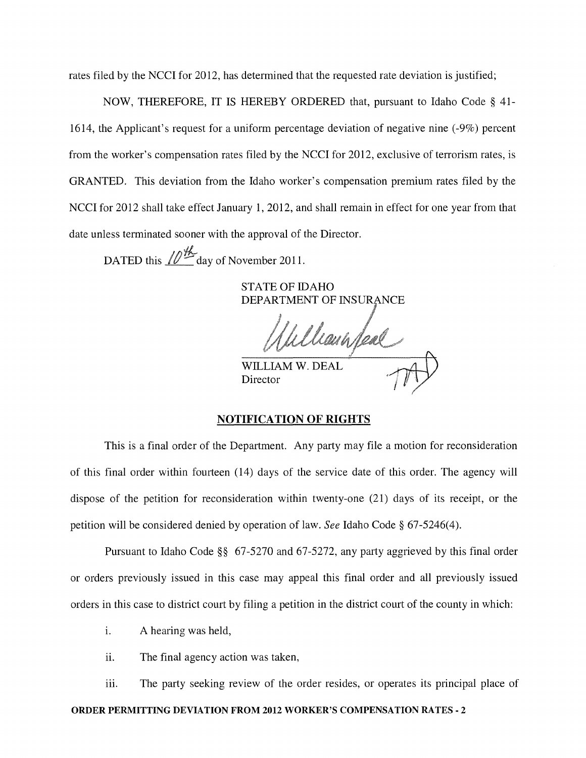rates filed by the NCCI for 2012, has determined that the requested rate deviation is justified;

NOW, THEREFORE, IT IS HEREBY ORDERED that, pursuant to Idaho Code § 41-1614, the Applicant's request for a uniform percentage deviation of negative nine (-9%) percent from the worker's compensation rates filed by the NCCI for 2012, exclusive of terrorism rates, is GRANTED. This deviation from the Idaho worker's compensation premium rates filed by the NCCI for 2012 shall take effect January 1, 2012, and shall remain in effect for one year from that date unless terminated sooner with the approval of the Director.

DATED this 10th day of November 2011.

STATE OF IDAHO
DEPARTMENT OF INSURANCE

WILLIAM W. DEAL
Director

## NOTIFICATION OF RIGHTS

This is a final order of the Department. Any party may file a motion for reconsideration of this final order within fourteen (14) days of the service date of this order. The agency will dispose of the petition for reconsideration within twenty-one (21) days of its receipt, or the petition will be considered denied by operation of law. *See* Idaho Code § 67-5246(4).

Pursuant to Idaho Code §§ 67-5270 and 67-5272, any party aggrieved by this final order or orders previously issued in this case may appeal this final order and all previously issued orders in this case to district court by filing a petition in the district court of the county in which:

i. A hearing was held,

ii. The final agency action was taken,

iii. The party seeking review of the order resides, or operates its principal place of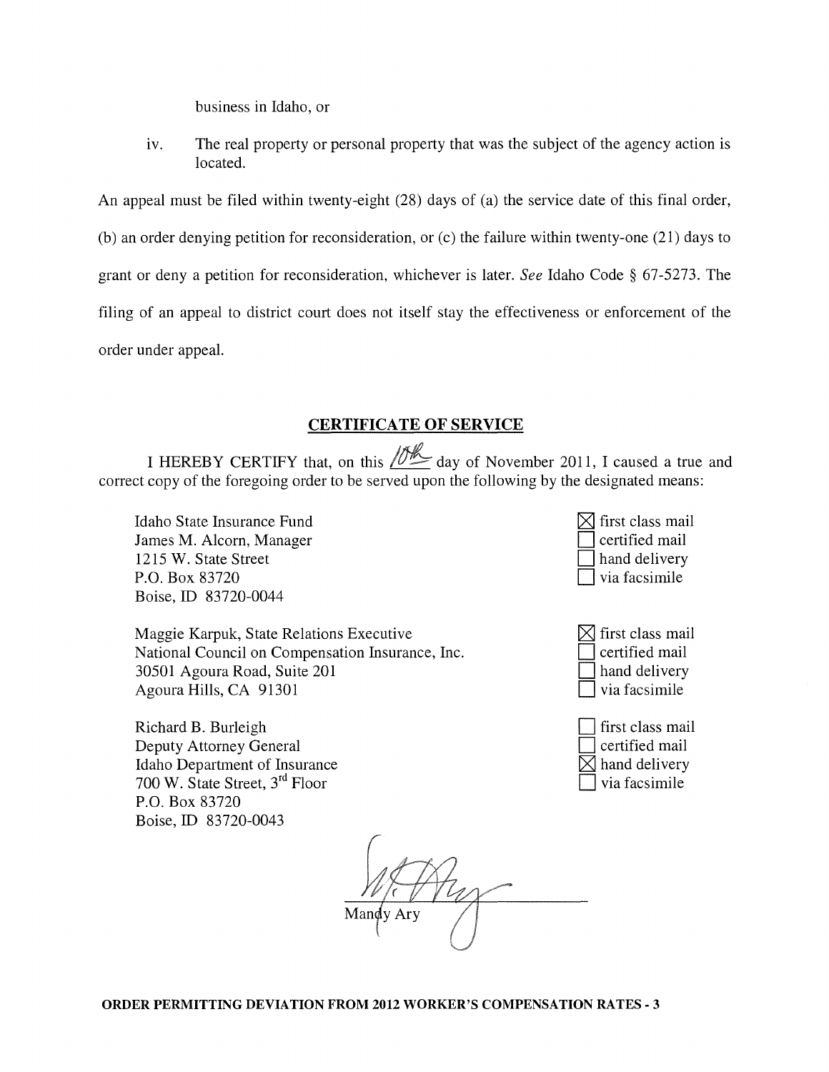business in Idaho, or

iv. The real property or personal property that was the subject of the agency action is located.

An appeal must be filed within twenty-eight (28) days of (a) the service date of this final order, (b) an order denying petition for reconsideration, or (c) the failure within twenty-one (21) days to grant or deny a petition for reconsideration, whichever is later. *See* Idaho Code § 67-5273. The filing of an appeal to district court does not itself stay the effectiveness or enforcement of the order under appeal.

## CERTIFICATE OF SERVICE

I HEREBY CERTIFY that, on this 10th day of November 2011, I caused a true and correct copy of the foregoing order to be served upon the following by the designated means:

| | |
|---|---|
| Idaho State Insurance Fund<br>James M. Alcorn, Manager<br>1215 W. State Street<br>P.O. Box 83720<br>Boise, ID 83720-0044 | ☒ first class mail<br>☐ certified mail<br>☐ hand delivery<br>☐ via facsimile |
| Maggie Karpuk, State Relations Executive<br>National Council on Compensation Insurance, Inc.<br>30501 Agoura Road, Suite 201<br>Agoura Hills, CA 91301 | ☒ first class mail<br>☐ certified mail<br>☐ hand delivery<br>☐ via facsimile |
| Richard B. Burleigh<br>Deputy Attorney General<br>Idaho Department of Insurance<br>700 W. State Street, 3rd Floor<br>P.O. Box 83720<br>Boise, ID 83720-0043 | ☐ first class mail<br>☐ certified mail<br>☒ hand delivery<br>☐ via facsimile |

Mandy Ary

**ORDER PERMITTING DEVIATION FROM 2012 WORKER'S COMPENSATION RATES - 3**